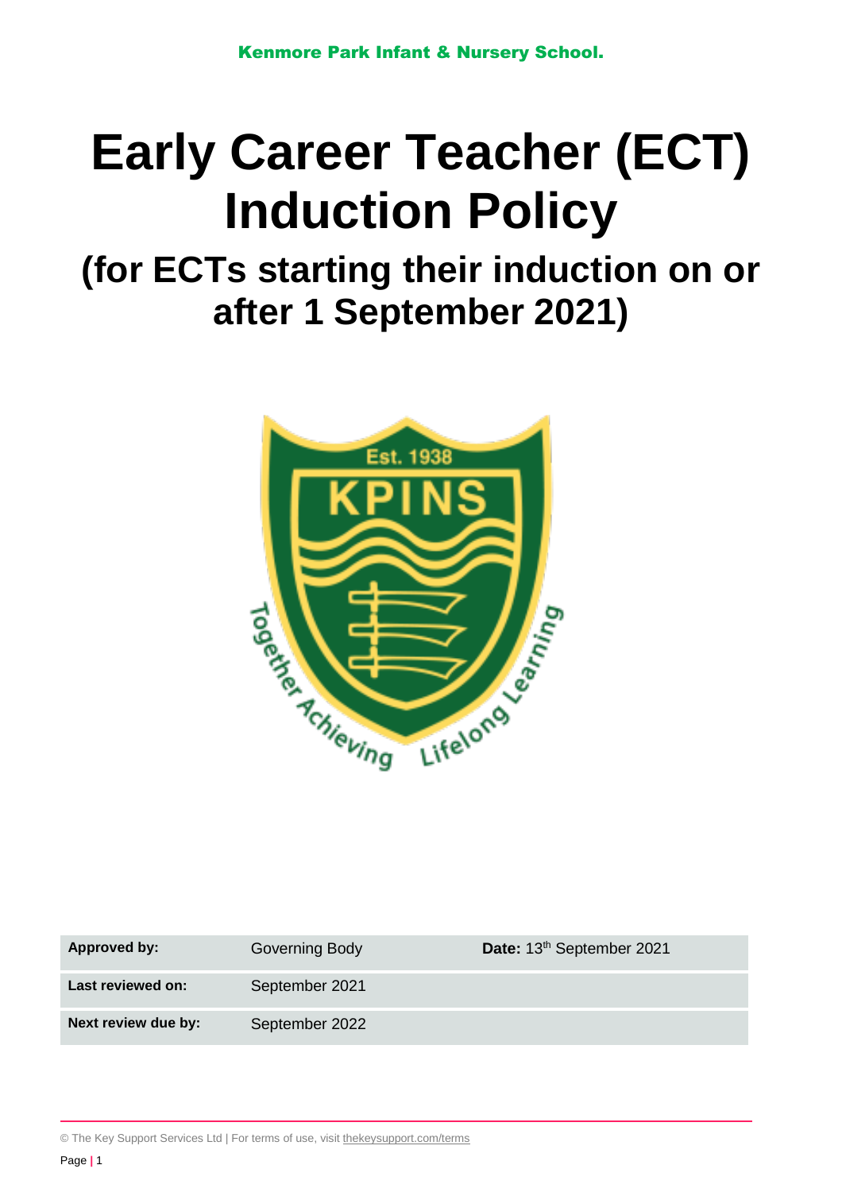Kenmore Park Infant & Nursery School.

# Early Career Teacher (ECT) Induction Policy

## (for ECTs starting their induction on or after 1 September 2021)

| Approved by: | Governing Body | Date: 13th September 2021 |
| --- | --- | --- |
| Last reviewed on: | September 2021 | |
| Next review due by: | September 2022 | |

© The Key Support Services Ltd | For terms of use, visit thekeysupport.com/terms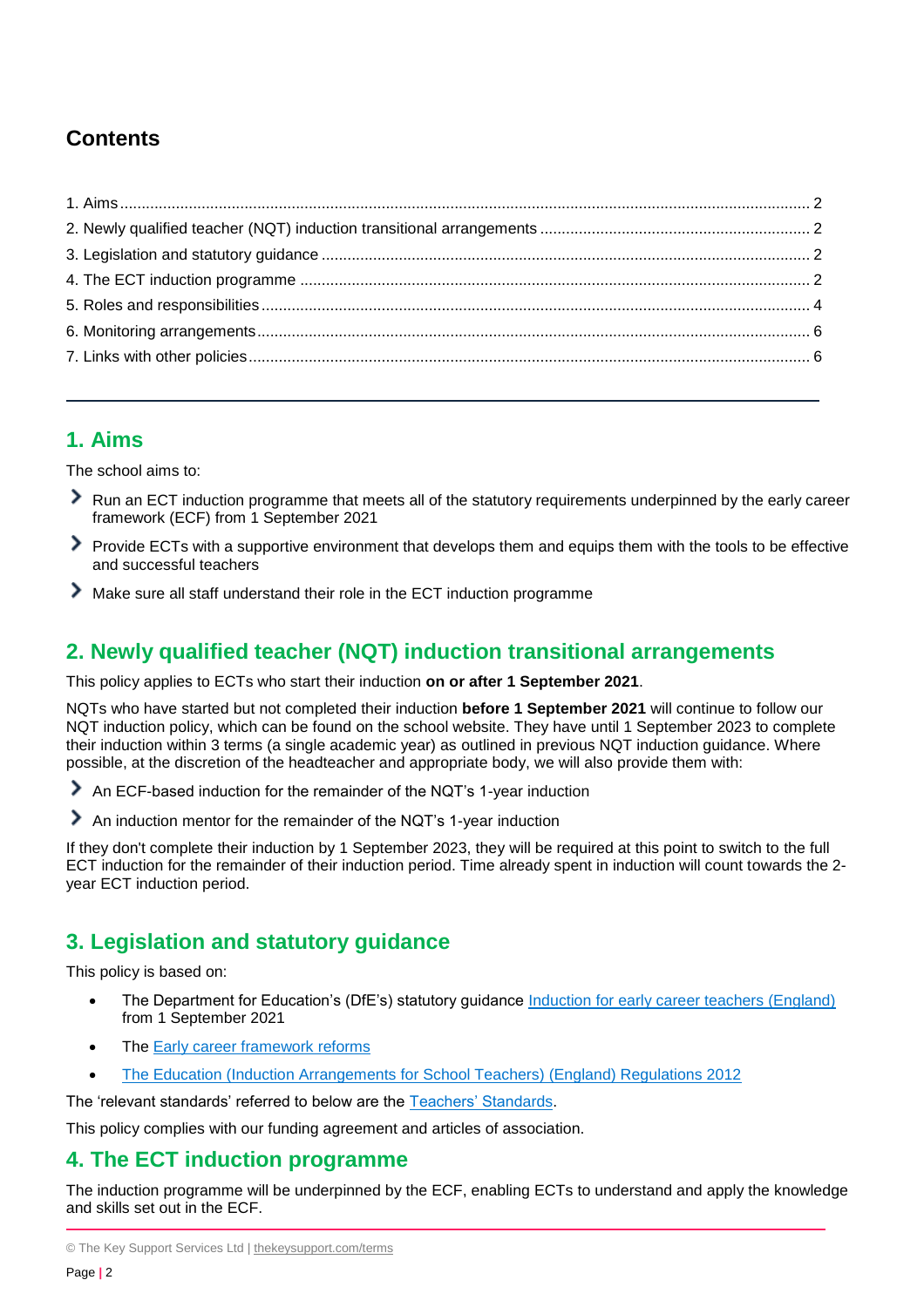## Contents

1. Aims ............ 2
2. Newly qualified teacher (NQT) induction transitional arrangements ............ 2
3. Legislation and statutory guidance ............ 2
4. The ECT induction programme ............ 2
5. Roles and responsibilities ............ 4
6. Monitoring arrangements ............ 6
7. Links with other policies ............ 6

---

## 1. Aims

The school aims to:

- Run an ECT induction programme that meets all of the statutory requirements underpinned by the early career framework (ECF) from 1 September 2021
- Provide ECTs with a supportive environment that develops them and equips them with the tools to be effective and successful teachers
- Make sure all staff understand their role in the ECT induction programme

## 2. Newly qualified teacher (NQT) induction transitional arrangements

This policy applies to ECTs who start their induction **on or after 1 September 2021**.

NQTs who have started but not completed their induction **before 1 September 2021** will continue to follow our NQT induction policy, which can be found on the school website. They have until 1 September 2023 to complete their induction within 3 terms (a single academic year) as outlined in previous NQT induction guidance. Where possible, at the discretion of the headteacher and appropriate body, we will also provide them with:

- An ECF-based induction for the remainder of the NQT's 1-year induction
- An induction mentor for the remainder of the NQT's 1-year induction

If they don't complete their induction by 1 September 2023, they will be required at this point to switch to the full ECT induction for the remainder of their induction period. Time already spent in induction will count towards the 2-year ECT induction period.

## 3. Legislation and statutory guidance

This policy is based on:

- The Department for Education's (DfE's) statutory guidance Induction for early career teachers (England) from 1 September 2021
- The Early career framework reforms
- The Education (Induction Arrangements for School Teachers) (England) Regulations 2012

The 'relevant standards' referred to below are the Teachers' Standards.

This policy complies with our funding agreement and articles of association.

## 4. The ECT induction programme

The induction programme will be underpinned by the ECF, enabling ECTs to understand and apply the knowledge and skills set out in the ECF.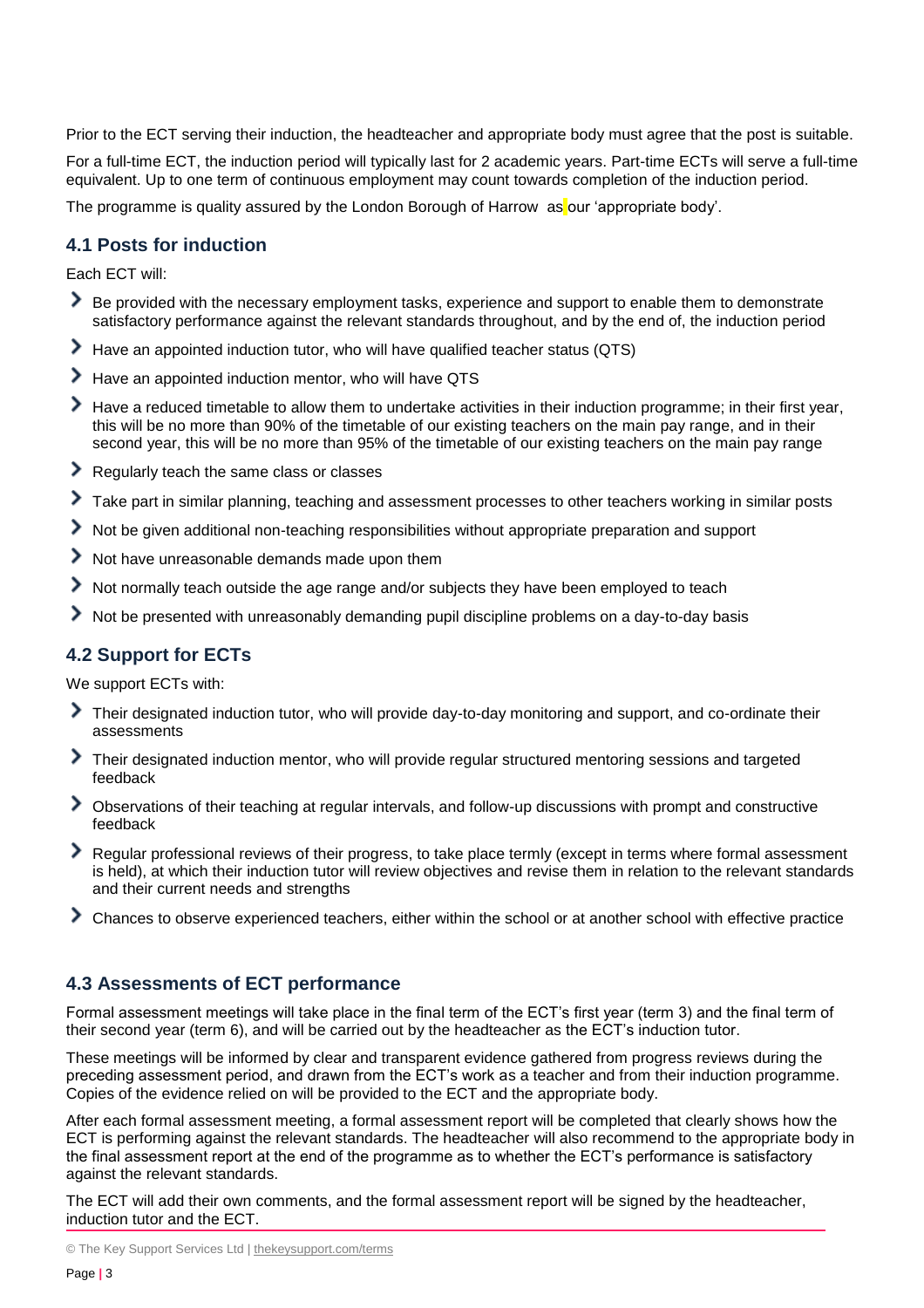Prior to the ECT serving their induction, the headteacher and appropriate body must agree that the post is suitable.

For a full-time ECT, the induction period will typically last for 2 academic years. Part-time ECTs will serve a full-time equivalent. Up to one term of continuous employment may count towards completion of the induction period.

The programme is quality assured by the London Borough of Harrow as our 'appropriate body'.

## 4.1 Posts for induction

Each ECT will:

- Be provided with the necessary employment tasks, experience and support to enable them to demonstrate satisfactory performance against the relevant standards throughout, and by the end of, the induction period
- Have an appointed induction tutor, who will have qualified teacher status (QTS)
- Have an appointed induction mentor, who will have QTS
- Have a reduced timetable to allow them to undertake activities in their induction programme; in their first year, this will be no more than 90% of the timetable of our existing teachers on the main pay range, and in their second year, this will be no more than 95% of the timetable of our existing teachers on the main pay range
- Regularly teach the same class or classes
- Take part in similar planning, teaching and assessment processes to other teachers working in similar posts
- Not be given additional non-teaching responsibilities without appropriate preparation and support
- Not have unreasonable demands made upon them
- Not normally teach outside the age range and/or subjects they have been employed to teach
- Not be presented with unreasonably demanding pupil discipline problems on a day-to-day basis

## 4.2 Support for ECTs

We support ECTs with:

- Their designated induction tutor, who will provide day-to-day monitoring and support, and co-ordinate their assessments
- Their designated induction mentor, who will provide regular structured mentoring sessions and targeted feedback
- Observations of their teaching at regular intervals, and follow-up discussions with prompt and constructive feedback
- Regular professional reviews of their progress, to take place termly (except in terms where formal assessment is held), at which their induction tutor will review objectives and revise them in relation to the relevant standards and their current needs and strengths
- Chances to observe experienced teachers, either within the school or at another school with effective practice

## 4.3 Assessments of ECT performance

Formal assessment meetings will take place in the final term of the ECT's first year (term 3) and the final term of their second year (term 6), and will be carried out by the headteacher as the ECT's induction tutor.

These meetings will be informed by clear and transparent evidence gathered from progress reviews during the preceding assessment period, and drawn from the ECT's work as a teacher and from their induction programme. Copies of the evidence relied on will be provided to the ECT and the appropriate body.

After each formal assessment meeting, a formal assessment report will be completed that clearly shows how the ECT is performing against the relevant standards. The headteacher will also recommend to the appropriate body in the final assessment report at the end of the programme as to whether the ECT's performance is satisfactory against the relevant standards.

The ECT will add their own comments, and the formal assessment report will be signed by the headteacher, induction tutor and the ECT.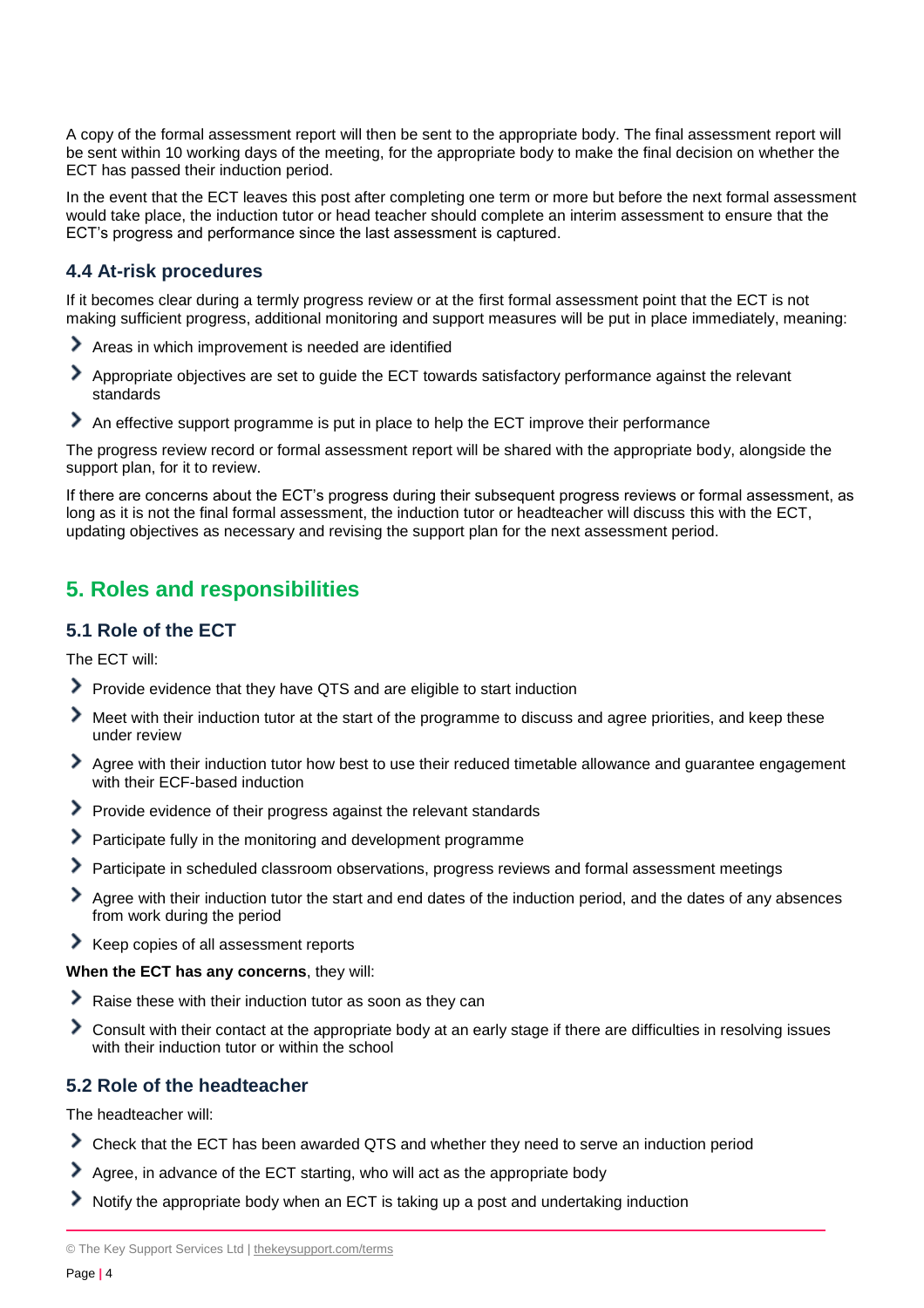A copy of the formal assessment report will then be sent to the appropriate body. The final assessment report will be sent within 10 working days of the meeting, for the appropriate body to make the final decision on whether the ECT has passed their induction period.

In the event that the ECT leaves this post after completing one term or more but before the next formal assessment would take place, the induction tutor or head teacher should complete an interim assessment to ensure that the ECT's progress and performance since the last assessment is captured.

### 4.4 At-risk procedures

If it becomes clear during a termly progress review or at the first formal assessment point that the ECT is not making sufficient progress, additional monitoring and support measures will be put in place immediately, meaning:

- Areas in which improvement is needed are identified
- Appropriate objectives are set to guide the ECT towards satisfactory performance against the relevant standards
- An effective support programme is put in place to help the ECT improve their performance

The progress review record or formal assessment report will be shared with the appropriate body, alongside the support plan, for it to review.

If there are concerns about the ECT's progress during their subsequent progress reviews or formal assessment, as long as it is not the final formal assessment, the induction tutor or headteacher will discuss this with the ECT, updating objectives as necessary and revising the support plan for the next assessment period.

## 5. Roles and responsibilities

### 5.1 Role of the ECT

The ECT will:

- Provide evidence that they have QTS and are eligible to start induction
- Meet with their induction tutor at the start of the programme to discuss and agree priorities, and keep these under review
- Agree with their induction tutor how best to use their reduced timetable allowance and guarantee engagement with their ECF-based induction
- Provide evidence of their progress against the relevant standards
- Participate fully in the monitoring and development programme
- Participate in scheduled classroom observations, progress reviews and formal assessment meetings
- Agree with their induction tutor the start and end dates of the induction period, and the dates of any absences from work during the period
- Keep copies of all assessment reports

**When the ECT has any concerns**, they will:

- Raise these with their induction tutor as soon as they can
- Consult with their contact at the appropriate body at an early stage if there are difficulties in resolving issues with their induction tutor or within the school

### 5.2 Role of the headteacher

The headteacher will:

- Check that the ECT has been awarded QTS and whether they need to serve an induction period
- Agree, in advance of the ECT starting, who will act as the appropriate body
- Notify the appropriate body when an ECT is taking up a post and undertaking induction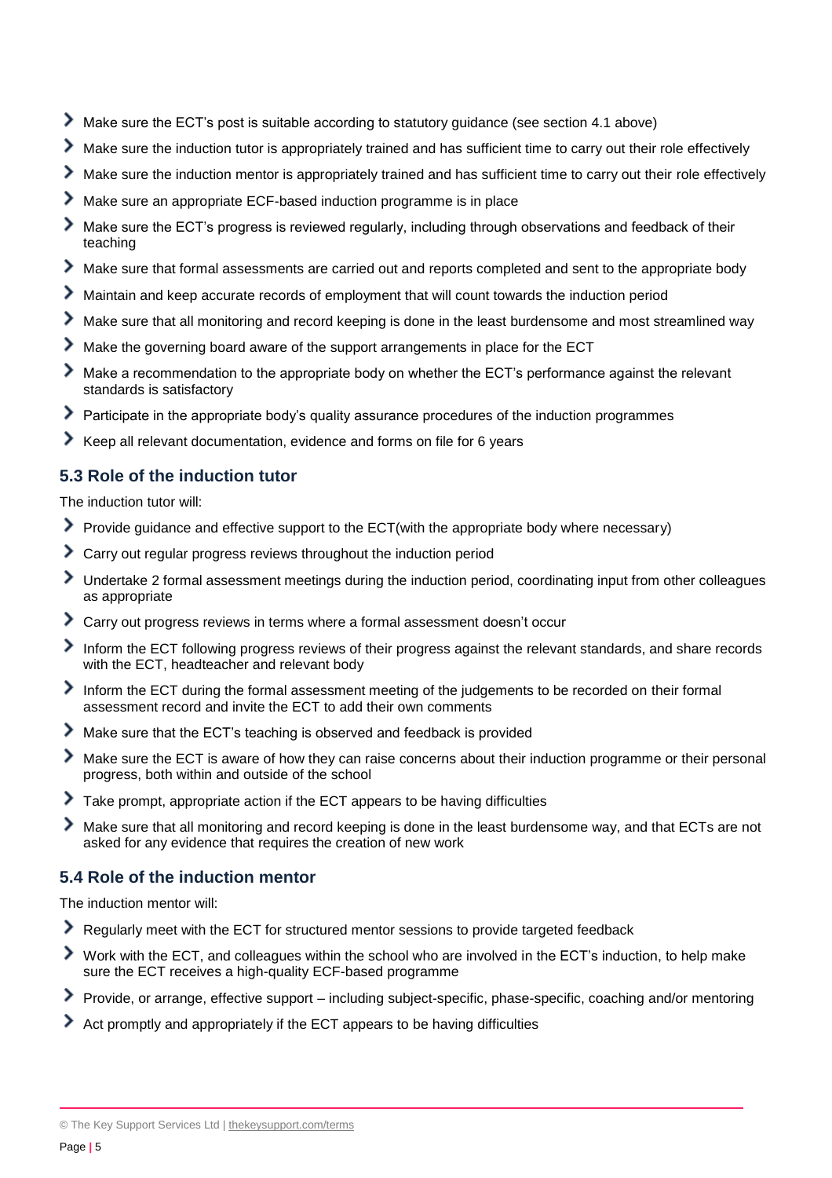- Make sure the ECT's post is suitable according to statutory guidance (see section 4.1 above)
- Make sure the induction tutor is appropriately trained and has sufficient time to carry out their role effectively
- Make sure the induction mentor is appropriately trained and has sufficient time to carry out their role effectively
- Make sure an appropriate ECF-based induction programme is in place
- Make sure the ECT's progress is reviewed regularly, including through observations and feedback of their teaching
- Make sure that formal assessments are carried out and reports completed and sent to the appropriate body
- Maintain and keep accurate records of employment that will count towards the induction period
- Make sure that all monitoring and record keeping is done in the least burdensome and most streamlined way
- Make the governing board aware of the support arrangements in place for the ECT
- Make a recommendation to the appropriate body on whether the ECT's performance against the relevant standards is satisfactory
- Participate in the appropriate body's quality assurance procedures of the induction programmes
- Keep all relevant documentation, evidence and forms on file for 6 years

### 5.3 Role of the induction tutor

The induction tutor will:

- Provide guidance and effective support to the ECT(with the appropriate body where necessary)
- Carry out regular progress reviews throughout the induction period
- Undertake 2 formal assessment meetings during the induction period, coordinating input from other colleagues as appropriate
- Carry out progress reviews in terms where a formal assessment doesn't occur
- Inform the ECT following progress reviews of their progress against the relevant standards, and share records with the ECT, headteacher and relevant body
- Inform the ECT during the formal assessment meeting of the judgements to be recorded on their formal assessment record and invite the ECT to add their own comments
- Make sure that the ECT's teaching is observed and feedback is provided
- Make sure the ECT is aware of how they can raise concerns about their induction programme or their personal progress, both within and outside of the school
- Take prompt, appropriate action if the ECT appears to be having difficulties
- Make sure that all monitoring and record keeping is done in the least burdensome way, and that ECTs are not asked for any evidence that requires the creation of new work

### 5.4 Role of the induction mentor

The induction mentor will:

- Regularly meet with the ECT for structured mentor sessions to provide targeted feedback
- Work with the ECT, and colleagues within the school who are involved in the ECT's induction, to help make sure the ECT receives a high-quality ECF-based programme
- Provide, or arrange, effective support – including subject-specific, phase-specific, coaching and/or mentoring
- Act promptly and appropriately if the ECT appears to be having difficulties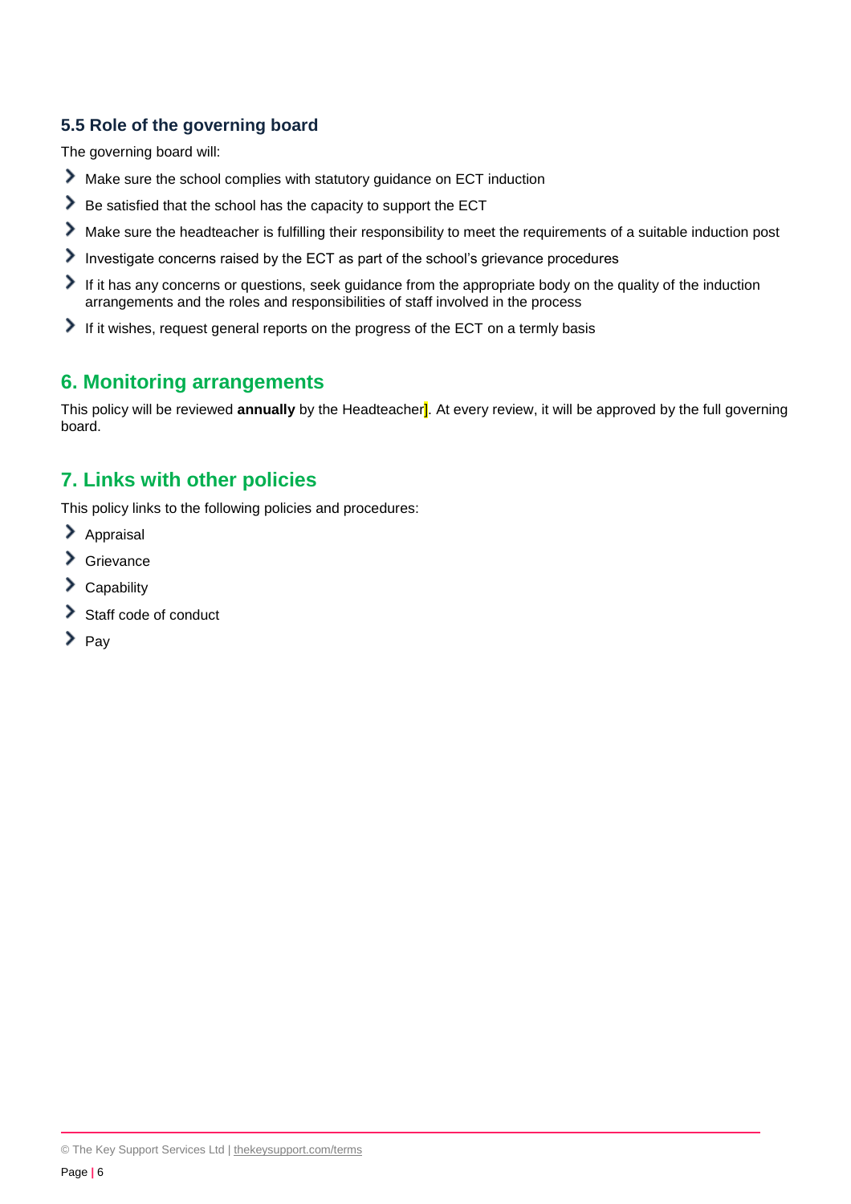### 5.5 Role of the governing board

The governing board will:

- Make sure the school complies with statutory guidance on ECT induction
- Be satisfied that the school has the capacity to support the ECT
- Make sure the headteacher is fulfilling their responsibility to meet the requirements of a suitable induction post
- Investigate concerns raised by the ECT as part of the school's grievance procedures
- If it has any concerns or questions, seek guidance from the appropriate body on the quality of the induction arrangements and the roles and responsibilities of staff involved in the process
- If it wishes, request general reports on the progress of the ECT on a termly basis

## 6. Monitoring arrangements

This policy will be reviewed **annually** by the Headteacher]. At every review, it will be approved by the full governing board.

## 7. Links with other policies

This policy links to the following policies and procedures:

- Appraisal
- Grievance
- Capability
- Staff code of conduct
- Pay